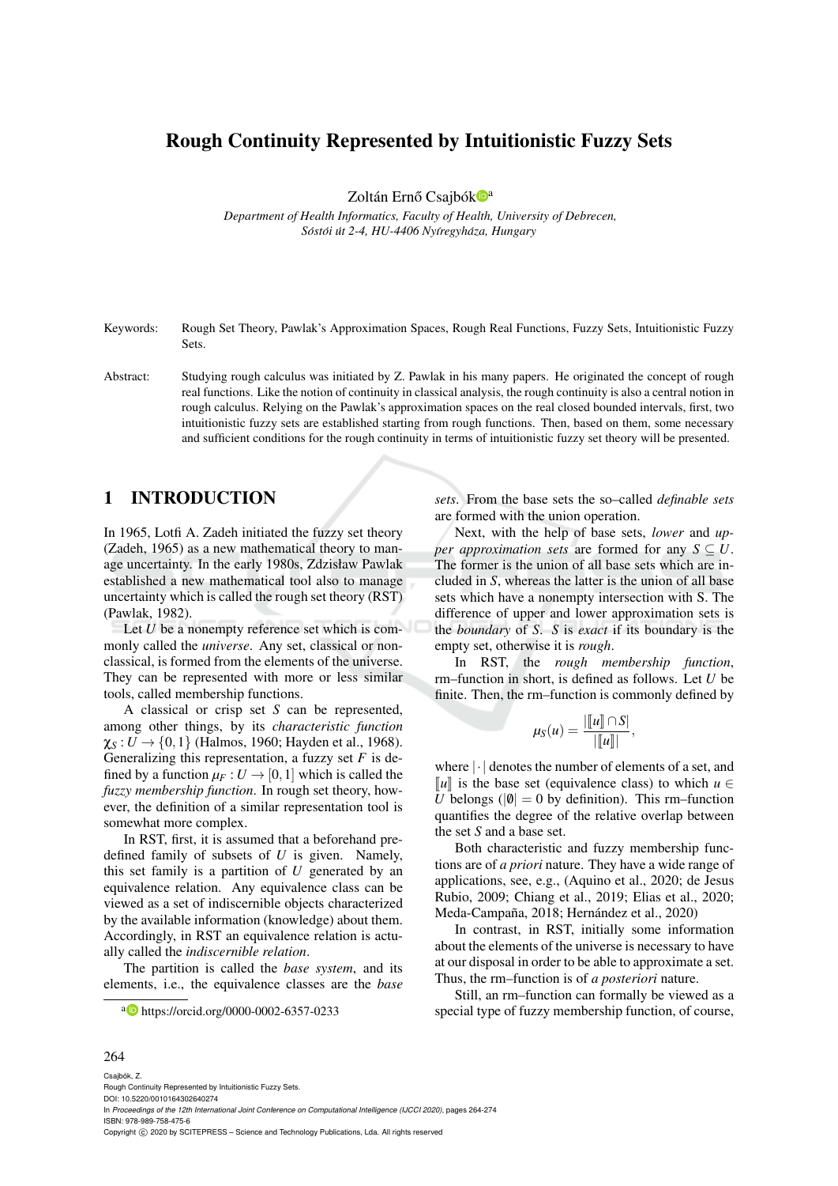# Rough Continuity Represented by Intuitionistic Fuzzy Sets

Zoltán Ernő Csajbók[a]

*Department of Health Informatics, Faculty of Health, University of Debrecen, Sóstói út 2-4, HU-4406 Nyíregyháza, Hungary*

Keywords: Rough Set Theory, Pawlak's Approximation Spaces, Rough Real Functions, Fuzzy Sets, Intuitionistic Fuzzy Sets.

Abstract: Studying rough calculus was initiated by Z. Pawlak in his many papers. He originated the concept of rough real functions. Like the notion of continuity in classical analysis, the rough continuity is also a central notion in rough calculus. Relying on the Pawlak's approximation spaces on the real closed bounded intervals, first, two intuitionistic fuzzy sets are established starting from rough functions. Then, based on them, some necessary and sufficient conditions for the rough continuity in terms of intuitionistic fuzzy set theory will be presented.

## 1 INTRODUCTION

In 1965, Lotfi A. Zadeh initiated the fuzzy set theory (Zadeh, 1965) as a new mathematical theory to manage uncertainty. In the early 1980s, Zdzisław Pawlak established a new mathematical tool also to manage uncertainty which is called the rough set theory (RST) (Pawlak, 1982).

Let $U$ be a nonempty reference set which is commonly called the *universe*. Any set, classical or nonclassical, is formed from the elements of the universe. They can be represented with more or less similar tools, called membership functions.

A classical or crisp set $S$ can be represented, among other things, by its *characteristic function* $\chi_S : U \to \{0,1\}$ (Halmos, 1960; Hayden et al., 1968). Generalizing this representation, a fuzzy set $F$ is defined by a function $\mu_F : U \to [0,1]$ which is called the *fuzzy membership function*. In rough set theory, however, the definition of a similar representation tool is somewhat more complex.

In RST, first, it is assumed that a beforehand predefined family of subsets of $U$ is given. Namely, this set family is a partition of $U$ generated by an equivalence relation. Any equivalence class can be viewed as a set of indiscernible objects characterized by the available information (knowledge) about them. Accordingly, in RST an equivalence relation is actually called the *indiscernible relation*.

The partition is called the *base system*, and its elements, i.e., the equivalence classes are the *base sets*. From the base sets the so–called *definable sets* are formed with the union operation.

Next, with the help of base sets, *lower* and *upper approximation sets* are formed for any $S \subseteq U$. The former is the union of all base sets which are included in $S$, whereas the latter is the union of all base sets which have a nonempty intersection with S. The difference of upper and lower approximation sets is the *boundary* of $S$. $S$ is *exact* if its boundary is the empty set, otherwise it is *rough*.

In RST, the *rough membership function*, rm–function in short, is defined as follows. Let $U$ be finite. Then, the rm–function is commonly defined by

$$\mu_S(u) = \frac{|[\![u]\!] \cap S|}{|[\![u]\!]|},$$

where $|\cdot|$ denotes the number of elements of a set, and $[\![u]\!]$ is the base set (equivalence class) to which $u \in U$ belongs ($|\emptyset| = 0$ by definition). This rm–function quantifies the degree of the relative overlap between the set $S$ and a base set.

Both characteristic and fuzzy membership functions are of *a priori* nature. They have a wide range of applications, see, e.g., (Aquino et al., 2020; de Jesus Rubio, 2009; Chiang et al., 2019; Elias et al., 2020; Meda-Campaña, 2018; Hernández et al., 2020)

In contrast, in RST, initially some information about the elements of the universe is necessary to have at our disposal in order to be able to approximate a set. Thus, the rm–function is of *a posteriori* nature.

Still, an rm–function can formally be viewed as a special type of fuzzy membership function, of course,

[a] https://orcid.org/0000-0002-6357-0233

Csajbók, Z.
Rough Continuity Represented by Intuitionistic Fuzzy Sets.
DOI: 10.5220/0010164302640274
In *Proceedings of the 12th International Joint Conference on Computational Intelligence (IJCCI 2020)*, pages 264-274
ISBN: 978-989-758-475-6
Copyright © 2020 by SCITEPRESS – Science and Technology Publications, Lda. All rights reserved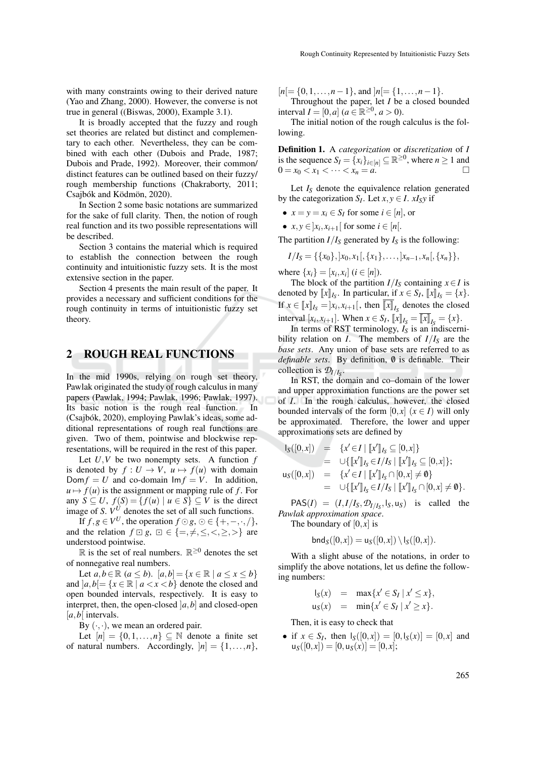with many constraints owing to their derived nature (Yao and Zhang, 2000). However, the converse is not true in general ((Biswas, 2000), Example 3.1).

It is broadly accepted that the fuzzy and rough set theories are related but distinct and complementary to each other. Nevertheless, they can be combined with each other (Dubois and Prade, 1987; Dubois and Prade, 1992). Moreover, their common/distinct features can be outlined based on their fuzzy/rough membership functions (Chakraborty, 2011; Csajbók and Ködmön, 2020).

In Section 2 some basic notations are summarized for the sake of full clarity. Then, the notion of rough real function and its two possible representations will be described.

Section 3 contains the material which is required to establish the connection between the rough continuity and intuitionistic fuzzy sets. It is the most extensive section in the paper.

Section 4 presents the main result of the paper. It provides a necessary and sufficient conditions for the rough continuity in terms of intuitionistic fuzzy set theory.

## 2 ROUGH REAL FUNCTIONS

In the mid 1990s, relying on rough set theory, Pawlak originated the study of rough calculus in many papers (Pawlak, 1994; Pawlak, 1996; Pawlak, 1997). Its basic notion is the rough real function. In (Csajbók, 2020), employing Pawlak's ideas, some additional representations of rough real functions are given. Two of them, pointwise and blockwise representations, will be required in the rest of this paper.

Let $U,V$ be two nonempty sets. A function $f$ is denoted by $f: U \to V$, $u \mapsto f(u)$ with domain $\mathsf{Dom} f = U$ and co-domain $\mathsf{Im} f = V$. In addition, $u \mapsto f(u)$ is the assignment or mapping rule of $f$. For any $S \subseteq U$, $f(S) = \{f(u) \mid u \in S\} \subseteq V$ is the direct image of $S$. $V^U$ denotes the set of all such functions.

If $f,g \in V^U$, the operation $f \odot g$, $\odot \in \{+,-,\cdot,/\}$, and the relation $f \boxdot g$, $\boxdot \in \{=,\neq,\leq,<,\geq,>\}$ are understood pointwise.

$\mathbb{R}$ is the set of real numbers. $\mathbb{R}^{\geq 0}$ denotes the set of nonnegative real numbers.

Let $a,b \in \mathbb{R}$ $(a \leq b)$. $[a,b] = \{x \in \mathbb{R} \mid a \leq x \leq b\}$ and $]a,b[ = \{x \in \mathbb{R} \mid a < x < b\}$ denote the closed and open bounded intervals, respectively. It is easy to interpret, then, the open-closed $]a,b]$ and closed-open $[a,b[$ intervals.

By $(\cdot,\cdot)$, we mean an ordered pair.

Let $[n] = \{0,1,\ldots,n\} \subseteq \mathbb{N}$ denote a finite set of natural numbers. Accordingly, $]n] = \{1,\ldots,n\}$, $[n[ = \{0,1,\ldots,n-1\}$, and $]n[ = \{1,\ldots,n-1\}$.

Throughout the paper, let $I$ be a closed bounded interval $I = [0,a]$ $(a \in \mathbb{R}^{\geq 0}$, $a > 0)$.

The initial notion of the rough calculus is the following.

**Definition 1.** A *categorization* or *discretization* of $I$ is the sequence $S_I = \{x_i\}_{i\in[n]} \subseteq \mathbb{R}^{\geq 0}$, where $n \geq 1$ and $0 = x_0 < x_1 < \cdots < x_n = a$. □

Let $I_S$ denote the equivalence relation generated by the categorization $S_I$. Let $x,y \in I$. $xI_Sy$ if

- $x = y = x_i \in S_I$ for some $i \in [n]$, or
- $x,y \in ]x_i,x_{i+1}[$ for some $i \in [n[$.

The partition $I/I_S$ generated by $I_S$ is the following:

$$I/I_S = \{\{x_0\}, ]x_0,x_1[, \{x_1\}, \ldots, ]x_{n-1},x_n[, \{x_n\}\},$$

where $\{x_i\} = [x_i,x_i]$ $(i \in [n])$.

The block of the partition $I/I_S$ containing $x \in I$ is denoted by $[\![x]\!]_{I_S}$. In particular, if $x \in S_I$, $[\![x]\!]_{I_S} = \{x\}$. If $x \in [\![x]\!]_{I_S} = ]x_i,x_{i+1}[$, then $\overline{[\![x]\!]}_{I_S}$ denotes the closed interval $[x_i,x_{i+1}]$. When $x \in S_I$, $[\![x]\!]_{I_S} = \overline{[\![x]\!]}_{I_S} = \{x\}$.

In terms of RST terminology, $I_S$ is an indiscernibility relation on $I$. The members of $I/I_S$ are the *base sets*. Any union of base sets are referred to as *definable sets*. By definition, $\emptyset$ is definable. Their collection is $\mathcal{D}_{I/I_S}$.

In RST, the domain and co–domain of the lower and upper approximation functions are the power set of $I$. In the rough calculus, however, the closed bounded intervals of the form $[0,x]$ $(x \in I)$ will only be approximated. Therefore, the lower and upper approximations sets are defined by

$$
\begin{aligned}
\mathsf{l}_S([0,x]) &= \{x' \in I \mid [\![x']\!]_{I_S} \subseteq [0,x]\} \\
&= \cup\{[\![x']\!]_{I_S} \in I/I_S \mid [\![x']\!]_{I_S} \subseteq [0,x]\}; \\
\mathsf{u}_S([0,x]) &= \{x' \in I \mid [\![x']\!]_{I_S} \cap [0,x] \neq \emptyset\} \\
&= \cup\{[\![x']\!]_{I_S} \in I/I_S \mid [\![x']\!]_{I_S} \cap [0,x] \neq \emptyset\}.
\end{aligned}
$$

$\mathsf{PAS}(I) = (I, I/I_S, \mathcal{D}_{I/I_S}, \mathsf{l}_S, \mathsf{u}_S)$ is called the *Pawlak approximation space*.

The boundary of $[0,x]$ is

$$\mathsf{bnd}_S([0,x]) = \mathsf{u}_S([0,x]) \setminus \mathsf{l}_S([0,x]).$$

With a slight abuse of the notations, in order to simplify the above notations, let us define the following numbers:

$$
\begin{aligned}
\mathsf{l}_S(x) &= \max\{x' \in S_I \mid x' \leq x\}, \\
\mathsf{u}_S(x) &= \min\{x' \in S_I \mid x' \geq x\}.
\end{aligned}
$$

Then, it is easy to check that

- if $x \in S_I$, then $\mathsf{l}_S([0,x]) = [0,\mathsf{l}_S(x)] = [0,x]$ and $\mathsf{u}_S([0,x]) = [0,\mathsf{u}_S(x)] = [0,x]$;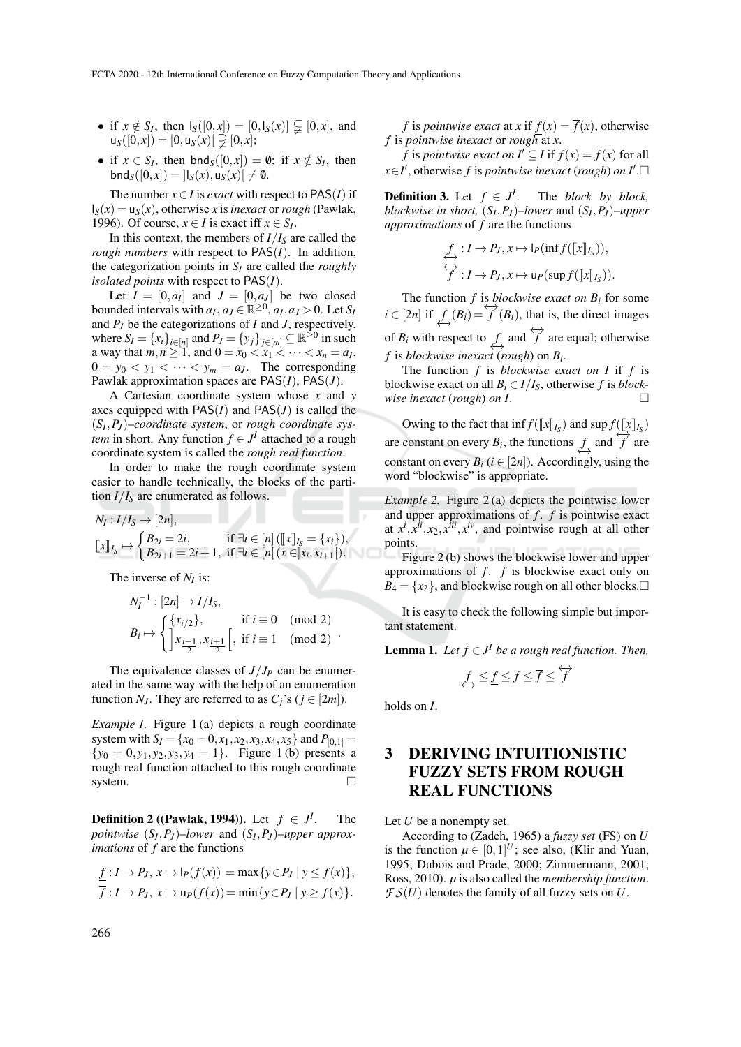- if $x \notin S_I$, then $\mathsf{l}_S([0,x]) = [0, \mathsf{l}_S(x)] \subsetneq [0,x]$, and $\mathsf{u}_S([0,x]) = [0, \mathsf{u}_S(x)[ \supsetneq [0,x]$;
- if $x \in S_I$, then $\mathsf{bnd}_S([0,x]) = \emptyset$; if $x \notin S_I$, then $\mathsf{bnd}_S([0,x]) = ]\mathsf{l}_S(x), \mathsf{u}_S(x)[ \neq \emptyset$.

The number $x \in I$ is *exact* with respect to $\mathsf{PAS}(I)$ if $\mathsf{l}_S(x) = \mathsf{u}_S(x)$, otherwise $x$ is *inexact* or *rough* (Pawlak, 1996). Of course, $x \in I$ is exact iff $x \in S_I$.

In this context, the members of $I/I_S$ are called the *rough numbers* with respect to $\mathsf{PAS}(I)$. In addition, the categorization points in $S_I$ are called the *roughly isolated points* with respect to $\mathsf{PAS}(I)$.

Let $I = [0, a_I]$ and $J = [0, a_J]$ be two closed bounded intervals with $a_I, a_J \in \mathbb{R}^{\geq 0}$, $a_I, a_J > 0$. Let $S_I$ and $P_J$ be the categorizations of $I$ and $J$, respectively, where $S_I = \{x_i\}_{i \in [n]}$ and $P_J = \{y_j\}_{j \in [m]} \subseteq \mathbb{R}^{\geq 0}$ in such a way that $m, n \geq 1$, and $0 = x_0 < x_1 < \cdots < x_n = a_I$, $0 = y_0 < y_1 < \cdots < y_m = a_J$. The corresponding Pawlak approximation spaces are $\mathsf{PAS}(I)$, $\mathsf{PAS}(J)$.

A Cartesian coordinate system whose $x$ and $y$ axes equipped with $\mathsf{PAS}(I)$ and $\mathsf{PAS}(J)$ is called the $(S_I, P_J)$*–coordinate system*, or *rough coordinate system* in short. Any function $f \in J^I$ attached to a rough coordinate system is called the *rough real function*.

In order to make the rough coordinate system easier to handle technically, the blocks of the partition $I/I_S$ are enumerated as follows.

$$N_I : I/I_S \to [2n],$$
$$[\![x]\!]_{I_S} \mapsto \begin{cases} B_{2i} = 2i, & \text{if } \exists i \in [n]\,([\![x]\!]_{I_S} = \{x_i\}), \\ B_{2i+1} = 2i+1, & \text{if } \exists i \in [n[\,(x \in ]x_i, x_{i+1}[). \end{cases}$$

The inverse of $N_I$ is:

$$N_I^{-1} : [2n] \to I/I_S,$$
$$B_i \mapsto \begin{cases} \{x_{i/2}\}, & \text{if } i \equiv 0 \pmod 2 \\ \left]x_{\frac{i-1}{2}}, x_{\frac{i+1}{2}}\right[, & \text{if } i \equiv 1 \pmod 2 \end{cases}.$$

The equivalence classes of $J/J_P$ can be enumerated in the same way with the help of an enumeration function $N_J$. They are referred to as $C_j$'s ($j \in [2m]$).

*Example 1.* Figure 1 (a) depicts a rough coordinate system with $S_I = \{x_0 = 0, x_1, x_2, x_3, x_4, x_5\}$ and $P_{[0,1]} = \{y_0 = 0, y_1, y_2, y_3, y_4 = 1\}$. Figure 1 (b) presents a rough real function attached to this rough coordinate system. □

**Definition 2 ((Pawlak, 1994)).** Let $f \in J^I$. The *pointwise* $(S_I, P_J)$*–lower* and $(S_I, P_J)$*–upper approximations* of $f$ are the functions

$$\underline{f} : I \to P_J,\ x \mapsto \mathsf{l}_P(f(x)) = \max\{y \in P_J \mid y \leq f(x)\},$$
$$\overline{f} : I \to P_J,\ x \mapsto \mathsf{u}_P(f(x)) = \min\{y \in P_J \mid y \geq f(x)\}.$$

$f$ is *pointwise exact* at $x$ if $\underline{f}(x) = \overline{f}(x)$, otherwise $f$ is *pointwise inexact* or *rough* at $x$.

$f$ is *pointwise exact on* $I' \subseteq I$ if $\underline{f}(x) = \overline{f}(x)$ for all $x \in I'$, otherwise $f$ is *pointwise inexact* (*rough*) *on* $I'$. □

**Definition 3.** Let $f \in J^I$. The *block by block, blockwise in short,* $(S_I, P_J)$*–lower* and $(S_I, P_J)$*–upper approximations* of $f$ are the functions

$$\underset{\leftrightarrow}{f} : I \to P_J,\ x \mapsto \mathsf{l}_P(\inf f([\![x]\!]_{I_S})),$$
$$\overset{\leftrightarrow}{f} : I \to P_J,\ x \mapsto \mathsf{u}_P(\sup f([\![x]\!]_{I_S})).$$

The function $f$ is *blockwise exact on* $B_i$ for some $i \in [2n]$ if $\underset{\leftrightarrow}{f}(B_i) = \overset{\leftrightarrow}{f}(B_i)$, that is, the direct images of $B_i$ with respect to $\underset{\leftrightarrow}{f}$ and $\overset{\leftrightarrow}{f}$ are equal; otherwise $f$ is *blockwise inexact* (*rough*) on $B_i$.

The function $f$ is *blockwise exact on* $I$ if $f$ is blockwise exact on all $B_i \in I/I_S$, otherwise $f$ is *blockwise inexact* (*rough*) *on* $I$. □

Owing to the fact that $\inf f([\![x]\!]_{I_S})$ and $\sup f([\![x]\!]_{I_S})$ are constant on every $B_i$, the functions $\underset{\leftrightarrow}{f}$ and $\overset{\leftrightarrow}{f}$ are constant on every $B_i$ ($i \in [2n]$). Accordingly, using the word "blockwise" is appropriate.

*Example 2.* Figure 2 (a) depicts the pointwise lower and upper approximations of $f$. $f$ is pointwise exact at $x^i, x^{ii}, x_2, x^{iii}, x^{iv}$, and pointwise rough at all other points.

Figure 2 (b) shows the blockwise lower and upper approximations of $f$. $f$ is blockwise exact only on $B_4 = \{x_2\}$, and blockwise rough on all other blocks. □

It is easy to check the following simple but important statement.

**Lemma 1.** *Let $f \in J^I$ be a rough real function. Then,*

$$\underset{\leftrightarrow}{f} \leq \underline{f} \leq f \leq \overline{f} \leq \overset{\leftrightarrow}{f}$$

holds on $I$.

## 3 DERIVING INTUITIONISTIC FUZZY SETS FROM ROUGH REAL FUNCTIONS

Let $U$ be a nonempty set.

According to (Zadeh, 1965) a *fuzzy set* (FS) on $U$ is the function $\mu \in [0,1]^U$; see also, (Klir and Yuan, 1995; Dubois and Prade, 2000; Zimmermann, 2001; Ross, 2010). $\mu$ is also called the *membership function*. $\mathcal{FS}(U)$ denotes the family of all fuzzy sets on $U$.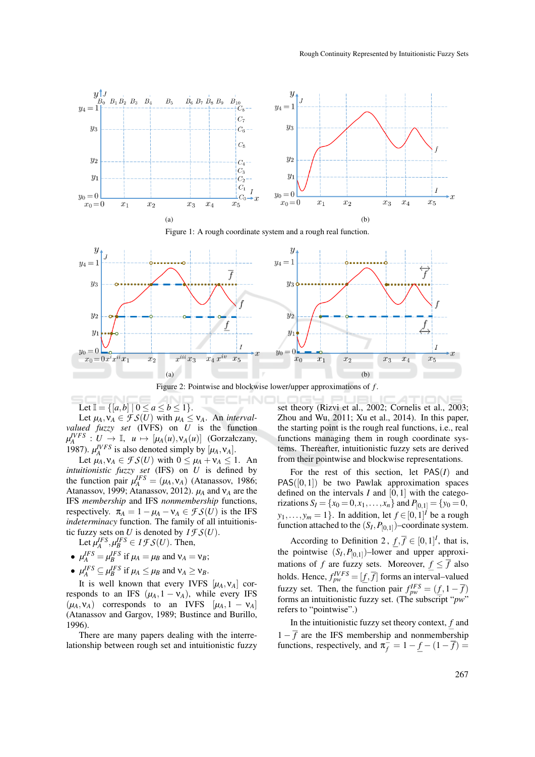(a) (b)

Figure 1: A rough coordinate system and a rough real function.

(a) (b)

Figure 2: Pointwise and blockwise lower/upper approximations of $f$.

Let $\mathbb{I} = \{[a,b] \mid 0 \leq a \leq b \leq 1\}$.

Let $\mu_A, \nu_A \in \mathcal{FS}(U)$ with $\mu_A \leq \nu_A$. An *interval-valued fuzzy set* (IVFS) on $U$ is the function $\mu_A^{IVFS} : U \to \mathbb{I},\ u \mapsto [\mu_A(u), \nu_A(u)]$ (Gorzałczany, 1987). $\mu_A^{IVFS}$ is also denoted simply by $[\mu_A, \nu_A]$.

Let $\mu_A, \nu_A \in \mathcal{FS}(U)$ with $0 \leq \mu_A + \nu_A \leq 1$. An *intuitionistic fuzzy set* (IFS) on $U$ is defined by the function pair $\mu_A^{IFS} = (\mu_A, \nu_A)$ (Atanassov, 1986; Atanassov, 1999; Atanassov, 2012). $\mu_A$ and $\nu_A$ are the IFS *membership* and IFS *nonmembership* functions, respectively. $\pi_A = 1 - \mu_A - \nu_A \in \mathcal{FS}(U)$ is the IFS *indeterminacy* function. The family of all intuitionistic fuzzy sets on $U$ is denoted by $\mathcal{IFS}(U)$.

Let $\mu_A^{IFS}, \mu_B^{IFS} \in \mathcal{IFS}(U)$. Then,

- $\mu_A^{IFS} = \mu_B^{IFS}$ if $\mu_A = \mu_B$ and $\nu_A = \nu_B$;
- $\mu_A^{IFS} \subseteq \mu_B^{IFS}$ if $\mu_A \leq \mu_B$ and $\nu_A \geq \nu_B$.

It is well known that every IVFS $[\mu_A, \nu_A]$ corresponds to an IFS $(\mu_A, 1 - \nu_A)$, while every IFS $(\mu_A, \nu_A)$ corresponds to an IVFS $[\mu_A, 1 - \nu_A]$ (Atanassov and Gargov, 1989; Bustince and Burillo, 1996).

There are many papers dealing with the interrelationship between rough set and intuitionistic fuzzy set theory (Rizvi et al., 2002; Cornelis et al., 2003; Zhou and Wu, 2011; Xu et al., 2014). In this paper, the starting point is the rough real functions, i.e., real functions managing them in rough coordinate systems. Thereafter, intuitionistic fuzzy sets are derived from their pointwise and blockwise representations.

For the rest of this section, let $\mathrm{PAS}(I)$ and $\mathrm{PAS}([0,1])$ be two Pawlak approximation spaces defined on the intervals $I$ and $[0,1]$ with the categorizations $S_I = \{x_0 = 0, x_1, \ldots, x_n\}$ and $P_{[0,1]} = \{y_0 = 0, y_1, \ldots, y_m = 1\}$. In addition, let $f \in [0,1]^I$ be a rough function attached to the $(S_I, P_{[0,1]})$–coordinate system.

According to Definition 2, $\underline{f}, \overline{f} \in [0,1]^I$, that is, the pointwise $(S_I, P_{[0,1]})$–lower and upper approximations of $f$ are fuzzy sets. Moreover, $\underline{f} \leq \overline{f}$ also holds. Hence, $f_{pw}^{IVFS} = [\underline{f}, \overline{f}]$ forms an interval–valued fuzzy set. Then, the function pair $f_{pw}^{IFS} = (\underline{f}, 1 - \overline{f})$ forms an intuitionistic fuzzy set. (The subscript "*pw*" refers to "pointwise".)

In the intuitionistic fuzzy set theory context, $\underline{f}$ and $1 - \overline{f}$ are the IFS membership and nonmembership functions, respectively, and $\pi_{\overline{f}} = 1 - \underline{f} - (1 - \overline{f}) =$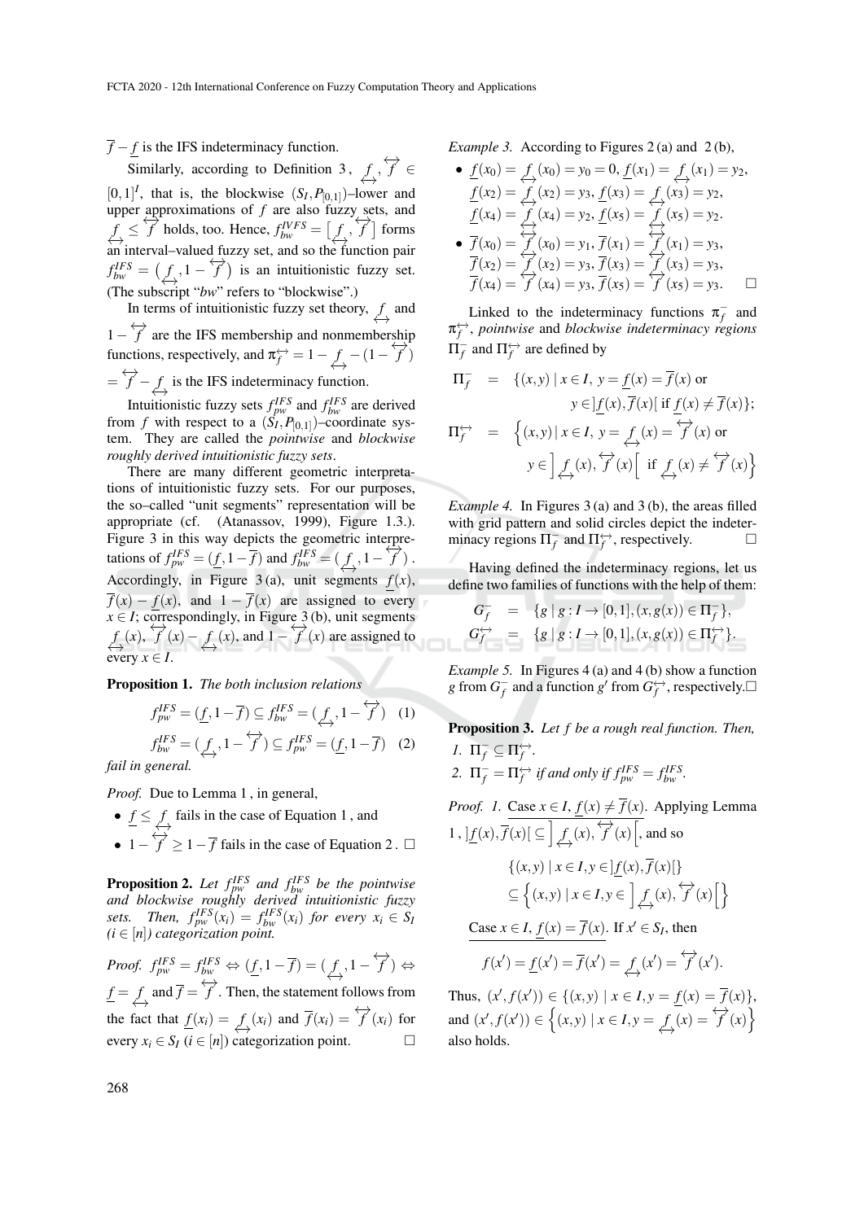$\overline{f} - \underline{f}$ is the IFS indeterminacy function.

Similarly, according to Definition 3, $\underset{\leftrightarrow}{f}, \overset{\leftrightarrow}{f} \in [0,1]^I$, that is, the blockwise $(S_I, P_{[0,1]})$–lower and upper approximations of $f$ are also fuzzy sets, and $\underset{\leftrightarrow}{f} \leq \overset{\leftrightarrow}{f}$ holds, too. Hence, $f^{IVFS}_{bw} = \left[\underset{\leftrightarrow}{f}, \overset{\leftrightarrow}{f}\right]$ forms an interval–valued fuzzy set, and so the function pair $f^{IFS}_{bw} = \left(\underset{\leftrightarrow}{f}, 1 - \overset{\leftrightarrow}{f}\right)$ is an intuitionistic fuzzy set. (The subscript "*bw*" refers to "blockwise".)

In terms of intuitionistic fuzzy set theory, $\underset{\leftrightarrow}{f}$ and $1 - \overset{\leftrightarrow}{f}$ are the IFS membership and nonmembership functions, respectively, and $\pi^{\leftrightarrow}_f = 1 - \underset{\leftrightarrow}{f} - (1 - \overset{\leftrightarrow}{f}) = \overset{\leftrightarrow}{f} - \underset{\leftrightarrow}{f}$ is the IFS indeterminacy function.

Intuitionistic fuzzy sets $f^{IFS}_{pw}$ and $f^{IFS}_{bw}$ are derived from $f$ with respect to a $(S_I, P_{[0,1]})$–coordinate system. They are called the *pointwise* and *blockwise roughly derived intuitionistic fuzzy sets*.

There are many different geometric interpretations of intuitionistic fuzzy sets. For our purposes, the so–called "unit segments" representation will be appropriate (cf. (Atanassov, 1999), Figure 1.3.). Figure 3 in this way depicts the geometric interpretations of $f^{IFS}_{pw} = (\underline{f}, 1 - \overline{f})$ and $f^{IFS}_{bw} = (\underset{\leftrightarrow}{f}, 1 - \overset{\leftrightarrow}{f})$. Accordingly, in Figure 3 (a), unit segments $\underline{f}(x)$, $\overline{f}(x) - \underline{f}(x)$, and $1 - \overline{f}(x)$ are assigned to every $x \in I$; correspondingly, in Figure 3 (b), unit segments $\underset{\leftrightarrow}{f}(x)$, $\overset{\leftrightarrow}{f}(x) - \underset{\leftrightarrow}{f}(x)$, and $1 - \overset{\leftrightarrow}{f}(x)$ are assigned to every $x \in I$.

**Proposition 1.** *The both inclusion relations*

$$f^{IFS}_{pw} = (\underline{f}, 1 - \overline{f}) \subseteq f^{IFS}_{bw} = (\underset{\leftrightarrow}{f}, 1 - \overset{\leftrightarrow}{f}) \quad (1)$$

$$f^{IFS}_{bw} = (\underset{\leftrightarrow}{f}, 1 - \overset{\leftrightarrow}{f}) \subseteq f^{IFS}_{pw} = (\underline{f}, 1 - \overline{f}) \quad (2)$$

*fail in general.*

*Proof.* Due to Lemma 1, in general,

- $\underline{f} \leq \underset{\leftrightarrow}{f}$ fails in the case of Equation 1, and
- $1 - \overset{\leftrightarrow}{f} \geq 1 - \overline{f}$ fails in the case of Equation 2. □

**Proposition 2.** *Let $f^{IFS}_{pw}$ and $f^{IFS}_{bw}$ be the pointwise and blockwise roughly derived intuitionistic fuzzy sets. Then, $f^{IFS}_{pw}(x_i) = f^{IFS}_{bw}(x_i)$ for every $x_i \in S_I$ ($i \in [n]$) categorization point.*

*Proof.* $f^{IFS}_{pw} = f^{IFS}_{bw} \Leftrightarrow (\underline{f}, 1 - \overline{f}) = (\underset{\leftrightarrow}{f}, 1 - \overset{\leftrightarrow}{f}) \Leftrightarrow \underline{f} = \underset{\leftrightarrow}{f}$ and $\overline{f} = \overset{\leftrightarrow}{f}$. Then, the statement follows from the fact that $\underline{f}(x_i) = \underset{\leftrightarrow}{f}(x_i)$ and $\overline{f}(x_i) = \overset{\leftrightarrow}{f}(x_i)$ for every $x_i \in S_I$ ($i \in [n]$) categorization point. □

*Example 3.* According to Figures 2 (a) and 2 (b),

- $\underline{f}(x_0) = \underset{\leftrightarrow}{f}(x_0) = y_0 = 0$, $\underline{f}(x_1) = \underset{\leftrightarrow}{f}(x_1) = y_2$, $\underline{f}(x_2) = \underset{\leftrightarrow}{f}(x_2) = y_3$, $\underline{f}(x_3) = \underset{\leftrightarrow}{f}(x_3) = y_2$, $\underline{f}(x_4) = \underset{\leftrightarrow}{f}(x_4) = y_2$, $\underline{f}(x_5) = \underset{\leftrightarrow}{f}(x_5) = y_2$.
- $\overline{f}(x_0) = \overset{\leftrightarrow}{f}(x_0) = y_1$, $\overline{f}(x_1) = \overset{\leftrightarrow}{f}(x_1) = y_3$, $\overline{f}(x_2) = \overset{\leftrightarrow}{f}(x_2) = y_3$, $\overline{f}(x_3) = \overset{\leftrightarrow}{f}(x_3) = y_3$, $\overline{f}(x_4) = \overset{\leftrightarrow}{f}(x_4) = y_3$, $\overline{f}(x_5) = \overset{\leftrightarrow}{f}(x_5) = y_3$. □

Linked to the indeterminacy functions $\pi^-_f$ and $\pi^{\leftrightarrow}_f$, *pointwise* and *blockwise indeterminacy regions* $\Pi^-_f$ and $\Pi^{\leftrightarrow}_f$ are defined by

$$\Pi^-_f = \{(x,y) \mid x \in I,\ y = \underline{f}(x) = \overline{f}(x) \text{ or } y \in ]\underline{f}(x), \overline{f}(x)[ \text{ if } \underline{f}(x) \neq \overline{f}(x)\};$$

$$\Pi^{\leftrightarrow}_f = \left\{(x,y) \mid x \in I,\ y = \underset{\leftrightarrow}{f}(x) = \overset{\leftrightarrow}{f}(x) \text{ or } y \in \left]\underset{\leftrightarrow}{f}(x), \overset{\leftrightarrow}{f}(x)\right[ \text{ if } \underset{\leftrightarrow}{f}(x) \neq \overset{\leftrightarrow}{f}(x)\right\}$$

*Example 4.* In Figures 3 (a) and 3 (b), the areas filled with grid pattern and solid circles depict the indeterminacy regions $\Pi^-_f$ and $\Pi^{\leftrightarrow}_f$, respectively. □

Having defined the indeterminacy regions, let us define two families of functions with the help of them:

$$G^-_f = \{g \mid g : I \to [0,1], (x, g(x)) \in \Pi^-_f\},$$

$$G^{\leftrightarrow}_f = \{g \mid g : I \to [0,1], (x, g(x)) \in \Pi^{\leftrightarrow}_f\}.$$

*Example 5.* In Figures 4 (a) and 4 (b) show a function $g$ from $G^-_f$ and a function $g'$ from $G^{\leftrightarrow}_f$, respectively. □

**Proposition 3.** *Let $f$ be a rough real function. Then,*

1. $\Pi^-_f \subseteq \Pi^{\leftrightarrow}_f$.
2. $\Pi^-_f = \Pi^{\leftrightarrow}_f$ *if and only if* $f^{IFS}_{pw} = f^{IFS}_{bw}$.

*Proof.* 1. Case $x \in I$, $\underline{f}(x) \neq \overline{f}(x)$. Applying Lemma 1, $]\underline{f}(x), \overline{f}(x)[ \subseteq \left]\underset{\leftrightarrow}{f}(x), \overset{\leftrightarrow}{f}(x)\right[$, and so

$$\{(x,y) \mid x \in I, y \in ]\underline{f}(x), \overline{f}(x)[\} \subseteq \left\{(x,y) \mid x \in I, y \in \left]\underset{\leftrightarrow}{f}(x), \overset{\leftrightarrow}{f}(x)\right[\right\}$$

Case $x \in I$, $\underline{f}(x) = \overline{f}(x)$. If $x' \in S_I$, then

$$f(x') = \underline{f}(x') = \overline{f}(x') = \underset{\leftrightarrow}{f}(x') = \overset{\leftrightarrow}{f}(x').$$

Thus, $(x', f(x')) \in \{(x,y) \mid x \in I, y = \underline{f}(x) = \overline{f}(x)\}$, and $(x', f(x')) \in \left\{(x,y) \mid x \in I, y = \underset{\leftrightarrow}{f}(x) = \overset{\leftrightarrow}{f}(x)\right\}$ also holds.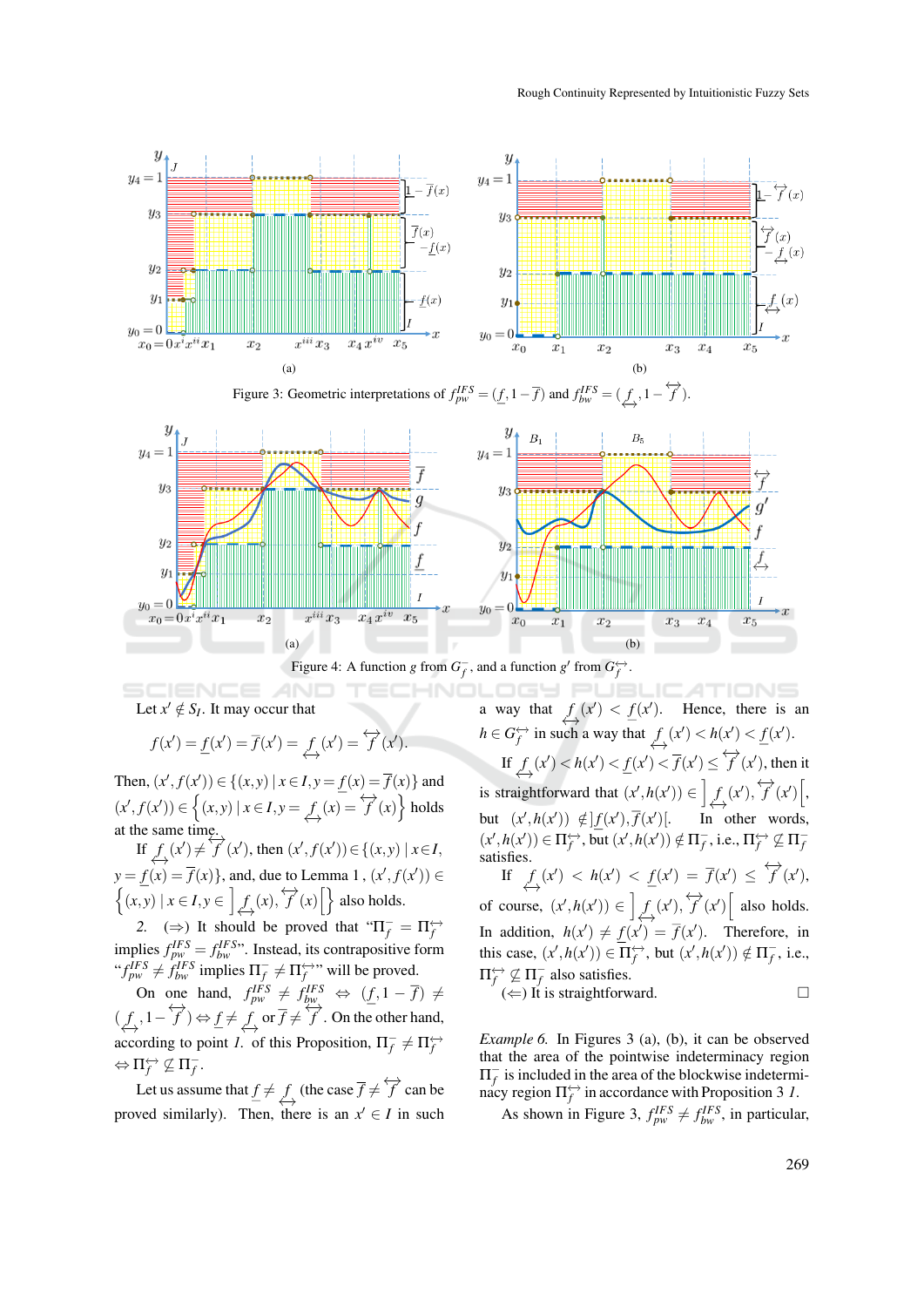Figure 3: Geometric interpretations of $f_{pw}^{IFS} = (\underline{f}, 1-\overline{f})$ and $f_{bw}^{IFS} = (\underset{\leftrightarrow}{f}, 1-\overset{\leftrightarrow}{f})$.

Figure 4: A function $g$ from $G_f^-$, and a function $g'$ from $G_f^{\leftrightarrow}$.

Let $x' \notin S_I$. It may occur that

$$f(x') = \underline{f}(x') = \overline{f}(x') = \underset{\leftrightarrow}{f}(x') = \overset{\leftrightarrow}{f}(x').$$

Then, $(x', f(x')) \in \{(x,y) \mid x \in I, y = \underline{f}(x) = \overline{f}(x)\}$ and $(x', f(x')) \in \left\{(x,y) \mid x \in I, y = \underset{\leftrightarrow}{f}(x) = \overset{\leftrightarrow}{f}(x)\right\}$ holds at the same time.

If $\underset{\leftrightarrow}{f}(x') \neq \overset{\leftrightarrow}{f}(x')$, then $(x', f(x')) \in \{(x,y) \mid x \in I, y = \underline{f}(x) = \overline{f}(x)\}$, and, due to Lemma 1, $(x', f(x')) \in \left\{(x,y) \mid x \in I, y \in \left]\underset{\leftrightarrow}{f}(x), \overset{\leftrightarrow}{f}(x)\right[\right\}$ also holds.

*2.* ($\Rightarrow$) It should be proved that "$\Pi_f^- = \Pi_f^{\leftrightarrow}$ implies $f_{pw}^{IFS} = f_{bw}^{IFS}$". Instead, its contrapositive form "$f_{pw}^{IFS} \neq f_{bw}^{IFS}$ implies $\Pi_f^- \neq \Pi_f^{\leftrightarrow}$" will be proved.

On one hand, $f_{pw}^{IFS} \neq f_{bw}^{IFS} \Leftrightarrow (\underline{f}, 1-\overline{f}) \neq (\underset{\leftrightarrow}{f}, 1-\overset{\leftrightarrow}{f}) \Leftrightarrow \underline{f} \neq \underset{\leftrightarrow}{f}$ or $\overline{f} \neq \overset{\leftrightarrow}{f}$. On the other hand, according to point *1.* of this Proposition, $\Pi_f^- \neq \Pi_f^{\leftrightarrow} \Leftrightarrow \Pi_f^{\leftrightarrow} \not\subseteq \Pi_f^-$.

Let us assume that $\underline{f} \neq \underset{\leftrightarrow}{f}$ (the case $\overline{f} \neq \overset{\leftrightarrow}{f}$ can be proved similarly). Then, there is an $x' \in I$ in such a way that $\underset{\leftrightarrow}{f}(x') < \underline{f}(x')$. Hence, there is an $h \in G_f^{\leftrightarrow}$ in such a way that $\underset{\leftrightarrow}{f}(x') < h(x') < \underline{f}(x')$.

If $\underset{\leftrightarrow}{f}(x') < h(x') < \underline{f}(x') < \overline{f}(x') \leq \overset{\leftrightarrow}{f}(x')$, then it is straightforward that $(x', h(x')) \in \left]\underset{\leftrightarrow}{f}(x'), \overset{\leftrightarrow}{f}(x')\right[$, but $(x', h(x')) \notin ]\underline{f}(x'), \overline{f}(x')[$. In other words, $(x', h(x')) \in \Pi_f^{\leftrightarrow}$, but $(x', h(x')) \notin \Pi_f^-$, i.e., $\Pi_f^{\leftrightarrow} \not\subseteq \Pi_f^-$ satisfies.

If $\underset{\leftrightarrow}{f}(x') < h(x') < \underline{f}(x') = \overline{f}(x') \leq \overset{\leftrightarrow}{f}(x')$, of course, $(x', h(x')) \in \left]\underset{\leftrightarrow}{f}(x'), \overset{\leftrightarrow}{f}(x')\right[$ also holds. In addition, $h(x') \neq \underline{f}(x') = \overline{f}(x')$. Therefore, in this case, $(x', h(x')) \in \Pi_f^{\leftrightarrow}$, but $(x', h(x')) \notin \Pi_f^-$, i.e., $\Pi_f^{\leftrightarrow} \not\subseteq \Pi_f^-$ also satisfies.

($\Leftarrow$) It is straightforward. $\square$

*Example 6.* In Figures 3 (a), (b), it can be observed that the area of the pointwise indeterminacy region $\Pi_f^-$ is included in the area of the blockwise indeterminacy region $\Pi_f^{\leftrightarrow}$ in accordance with Proposition 3 *1.*

As shown in Figure 3, $f_{pw}^{IFS} \neq f_{bw}^{IFS}$, in particular,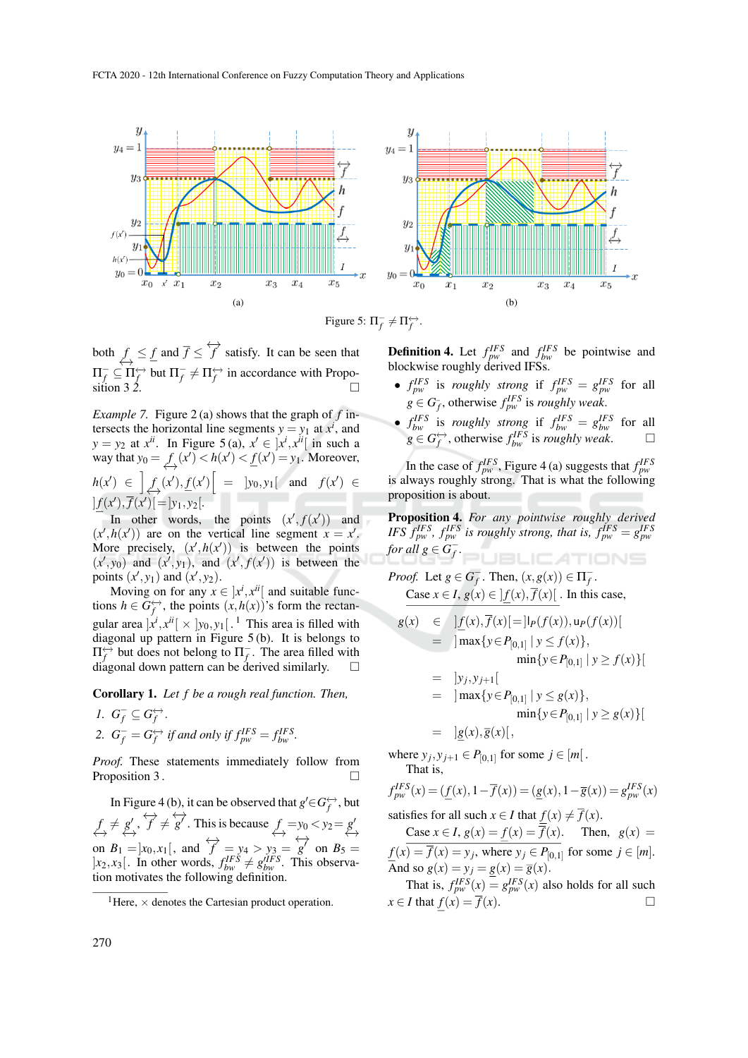Figure 5: $\Pi_f^- \neq \Pi_f^{\leftrightarrow}$.

both $\underset{\leftrightarrow}{f} \leq \underline{f}$ and $\overline{f} \leq \overset{\leftrightarrow}{f}$ satisfy. It can be seen that $\Pi_f^- \subseteq \Pi_f^{\leftrightarrow}$ but $\Pi_f^- \neq \Pi_f^{\leftrightarrow}$ in accordance with Proposition 3 2. □

*Example 7.* Figure 2 (a) shows that the graph of $f$ intersects the horizontal line segments $y = y_1$ at $x^i$, and $y = y_2$ at $x^{ii}$. In Figure 5 (a), $x' \in ]x^i, x^{ii}[$ in such a way that $y_0 = \underset{\leftrightarrow}{f}(x') < h(x') < \underline{f}(x') = y_1$. Moreover, $h(x') \in \left]\underset{\leftrightarrow}{f}(x'), \underline{f}(x')\right[ = ]y_0, y_1[$ and $f(x') \in ]\underline{f}(x'), \overline{f}(x')[ = ]y_1, y_2[$.

In other words, the points $(x', f(x'))$ and $(x', h(x'))$ are on the vertical line segment $x = x'$. More precisely, $(x', h(x'))$ is between the points $(x', y_0)$ and $(x', y_1)$, and $(x', f(x'))$ is between the points $(x', y_1)$ and $(x', y_2)$.

Moving on for any $x \in ]x^i, x^{ii}[$ and suitable functions $h \in G_f^{\leftrightarrow}$, the points $(x, h(x))$'s form the rectangular area $]x^i, x^{ii}[ \times ]y_0, y_1[$. [1] This area is filled with diagonal up pattern in Figure 5 (b). It is belongs to $\Pi_f^{\leftrightarrow}$ but does not belong to $\Pi_f^-$. The area filled with diagonal down pattern can be derived similarly. □

**Corollary 1.** *Let $f$ be a rough real function. Then,*

1. $G_f^- \subseteq G_f^{\leftrightarrow}$.
2. $G_f^- = G_f^{\leftrightarrow}$ *if and only if* $f_{pw}^{IFS} = f_{bw}^{IFS}$.

*Proof.* These statements immediately follow from Proposition 3 . □

In Figure 4 (b), it can be observed that $g' \in G_f^{\leftrightarrow}$, but $\underset{\leftrightarrow}{f} \neq \underset{\leftrightarrow}{g'}$, $\overset{\leftrightarrow}{f} \neq \overset{\leftrightarrow}{g'}$. This is because $\underset{\leftrightarrow}{f} = y_0 < y_2 = \underset{\leftrightarrow}{g'}$ on $B_1 = ]x_0, x_1[$, and $\overset{\leftrightarrow}{f} = y_4 > y_3 = \overset{\leftrightarrow}{g'}$ on $B_5 = ]x_2, x_3[$. In other words, $f_{bw}^{IFS} \neq g_{bw}^{IFS}$. This observation motivates the following definition.

[1] Here, $\times$ denotes the Cartesian product operation.

**Definition 4.** Let $f_{pw}^{IFS}$ and $f_{bw}^{IFS}$ be pointwise and blockwise roughly derived IFSs.

- $f_{pw}^{IFS}$ is *roughly strong* if $f_{pw}^{IFS} = g_{pw}^{IFS}$ for all $g \in G_f^-$, otherwise $f_{pw}^{IFS}$ is *roughly weak*.
- $f_{bw}^{IFS}$ is *roughly strong* if $f_{bw}^{IFS} = g_{bw}^{IFS}$ for all $g \in G_f^{\leftrightarrow}$, otherwise $f_{bw}^{IFS}$ is *roughly weak*. □

In the case of $f_{pw}^{IFS}$, Figure 4 (a) suggests that $f_{pw}^{IFS}$ is always roughly strong. That is what the following proposition is about.

**Proposition 4.** *For any pointwise roughly derived IFS $f_{pw}^{IFS}$, $f_{pw}^{IFS}$ is roughly strong, that is, $f_{pw}^{IFS} = g_{pw}^{IFS}$ for all $g \in G_f^-$.*

*Proof.* Let $g \in G_f^-$. Then, $(x, g(x)) \in \Pi_f^-$.

Case $x \in I$, $g(x) \in ]\underline{f}(x), \overline{f}(x)[$ . In this case,

$$
\begin{aligned}
g(x) \in\ & ]\underline{f}(x), \overline{f}(x)[ = ]\text{l}_P(f(x)), \text{u}_P(f(x))[ \\
=\ & ]\max\{y \in P_{[0,1]} \mid y \leq f(x)\}, \\
& \min\{y \in P_{[0,1]} \mid y \geq f(x)\}[ \\
=\ & ]y_j, y_{j+1}[ \\
=\ & ]\max\{y \in P_{[0,1]} \mid y \leq g(x)\}, \\
& \min\{y \in P_{[0,1]} \mid y \geq g(x)\}[ \\
=\ & ]\underline{g}(x), \overline{g}(x)[,
\end{aligned}
$$

where $y_j, y_{j+1} \in P_{[0,1]}$ for some $j \in [m[$ .

That is,

$$f_{pw}^{IFS}(x) = (\underline{f}(x), 1 - \overline{f}(x)) = (\underline{g}(x), 1 - \overline{g}(x)) = g_{pw}^{IFS}(x)$$

satisfies for all such $x \in I$ that $\underline{f}(x) \neq \overline{f}(x)$.

Case $x \in I$, $g(x) = \underline{f}(x) = \overline{f}(x)$. Then, $g(x) = f(x) = \overline{f}(x) = y_j$, where $y_j \in P_{[0,1]}$ for some $j \in [m]$. And so $g(x) = y_j = \underline{g}(x) = \overline{g}(x)$.

That is, $f_{pw}^{IFS}(x) = g_{pw}^{IFS}(x)$ also holds for all such $x \in I$ that $\underline{f}(x) = \overline{f}(x)$. □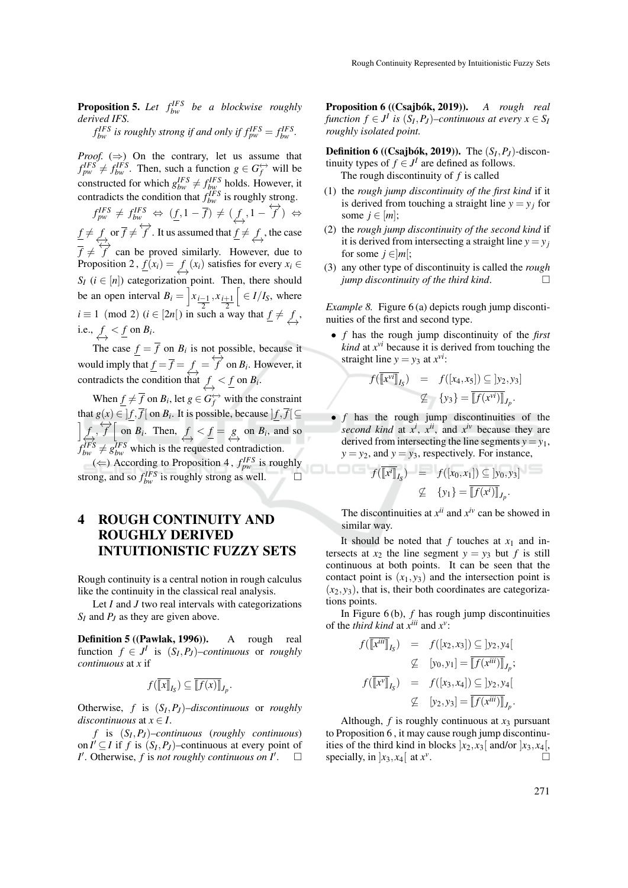**Proposition 5.** *Let $f^{IFS}_{bw}$ be a blockwise roughly derived IFS.*

*$f^{IFS}_{bw}$ is roughly strong if and only if $f^{IFS}_{pw} = f^{IFS}_{bw}$.*

*Proof.* ($\Rightarrow$) On the contrary, let us assume that $f^{IFS}_{pw} \neq f^{IFS}_{bw}$. Then, such a function $g \in G^{\leftrightarrow}_{f}$ will be constructed for which $g^{IFS}_{bw} \neq f^{IFS}_{bw}$ holds. However, it contradicts the condition that $f^{IFS}_{bw}$ is roughly strong.

$f^{IFS}_{pw} \neq f^{IFS}_{bw} \Leftrightarrow (\underline{f}, 1-\overline{f}) \neq (\underset{\leftrightarrow}{f}, 1-\overset{\leftrightarrow}{f}) \Leftrightarrow \underline{f} \neq \underset{\leftrightarrow}{f}$ or $\overline{f} \neq \overset{\leftrightarrow}{f}$. It us assumed that $\underline{f} \neq \underset{\leftrightarrow}{f}$, the case $\overline{f} \neq \overset{\leftrightarrow}{f}$ can be proved similarly. However, due to Proposition 2 , $\underline{f}(x_i) = \underset{\leftrightarrow}{f}(x_i)$ satisfies for every $x_i \in S_I$ ($i \in [n]$) categorization point. Then, there should be an open interval $B_i = \left]x_{\frac{i-1}{2}}, x_{\frac{i+1}{2}}\right[ \in I/I_S$, where $i \equiv 1 \pmod 2$ ($i \in [2n[$) in such a way that $\underline{f} \neq \underset{\leftrightarrow}{f}$, i.e., $\underset{\leftrightarrow}{f} < \underline{f}$ on $B_i$.

The case $\underline{f} = \overline{f}$ on $B_i$ is not possible, because it would imply that $\underline{f} = \overline{f} = \underset{\leftrightarrow}{f} = \overset{\leftrightarrow}{f}$ on $B_i$. However, it contradicts the condition that $\underset{\leftrightarrow}{f} < \underline{f}$ on $B_i$.

When $\underline{f} \neq \overline{f}$ on $B_i$, let $g \in G^{\leftrightarrow}_{f}$ with the constraint that $g(x) \in ]\underline{f}, \overline{f}[$ on $B_i$. It is possible, because $]\underline{f}, \overline{f}[ \subseteq \left]\underset{\leftrightarrow}{f}, \overset{\leftrightarrow}{f}\right[$ on $B_i$. Then, $\underset{\leftrightarrow}{f} < \underline{f} = \underset{\leftrightarrow}{g}$ on $B_i$, and so $f^{IFS}_{bw} \neq g^{IFS}_{bw}$ which is the requested contradiction.

($\Leftarrow$) According to Proposition 4 , $f^{IFS}_{pw}$ is roughly strong, and so $f^{IFS}_{bw}$ is roughly strong as well. $\square$

# 4 ROUGH CONTINUITY AND ROUGHLY DERIVED INTUITIONISTIC FUZZY SETS

Rough continuity is a central notion in rough calculus like the continuity in the classical real analysis.

Let $I$ and $J$ two real intervals with categorizations $S_I$ and $P_J$ as they are given above.

**Definition 5 ((Pawlak, 1996)).** A rough real function $f \in J^I$ is $(S_I, P_J)$*–continuous* or *roughly continuous* at $x$ if

$$f(\overline{[\![x]\!]}_{I_S}) \subseteq \overline{[\![f(x)]\!]}_{J_P}.$$

Otherwise, $f$ is $(S_I, P_J)$*–discontinuous* or *roughly discontinuous* at $x \in I$.

$f$ is $(S_I, P_J)$*–continuous* (*roughly continuous*) on $I' \subseteq I$ if $f$ is $(S_I, P_J)$–continuous at every point of $I'$. Otherwise, $f$ is *not roughly continuous on* $I'$. $\square$

**Proposition 6 ((Csajbók, 2019)).** *A rough real function $f \in J^I$ is $(S_I, P_J)$–continuous at every $x \in S_I$ roughly isolated point.*

**Definition 6 ((Csajbók, 2019)).** The $(S_I, P_J)$-discontinuity types of $f \in J^I$ are defined as follows.

The rough discontinuity of $f$ is called

1. the *rough jump discontinuity of the first kind* if it is derived from touching a straight line $y = y_j$ for some $j \in [m]$;
2. the *rough jump discontinuity of the second kind* if it is derived from intersecting a straight line $y = y_j$ for some $j \in ]m[$;
3. any other type of discontinuity is called the *rough jump discontinuity of the third kind*. $\square$

*Example 8.* Figure 6 (a) depicts rough jump discontinuities of the first and second type.

- $f$ has the rough jump discontinuity of the *first kind* at $x^{vi}$ because it is derived from touching the straight line $y = y_3$ at $x^{vi}$:

$$\begin{aligned} f(\overline{[\![x^{vi}]\!]}_{I_S}) &= f([x_4, x_5]) \subseteq ]y_2, y_3] \\ &\not\subseteq \{y_3\} = \overline{[\![f(x^{vi})]\!]}_{J_P}. \end{aligned}$$

- $f$ has the rough jump discontinuities of the *second kind* at $x^i$, $x^{ii}$, and $x^{iv}$ because they are derived from intersecting the line segments $y = y_1$, $y = y_2$, and $y = y_3$, respectively. For instance,

$$\begin{aligned} f(\overline{[\![x^{i}]\!]}_{I_S}) &= f([x_0, x_1]) \subseteq ]y_0, y_3] \\ &\not\subseteq \{y_1\} = \overline{[\![f(x^{i})]\!]}_{J_P}. \end{aligned}$$

The discontinuities at $x^{ii}$ and $x^{iv}$ can be showed in similar way.

It should be noted that $f$ touches at $x_1$ and intersects at $x_2$ the line segment $y = y_3$ but $f$ is still continuous at both points. It can be seen that the contact point is $(x_1, y_3)$ and the intersection point is $(x_2, y_3)$, that is, their both coordinates are categorizations points.

In Figure 6 (b), $f$ has rough jump discontinuities of the *third kind* at $x^{iii}$ and $x^v$:

$$\begin{aligned} f(\overline{[\![x^{iii}]\!]}_{I_S}) &= f([x_2, x_3]) \subseteq ]y_2, y_4[ \\ &\not\subseteq [y_0, y_1] = \overline{[\![f(x^{iii})]\!]}_{J_P}; \\ f(\overline{[\![x^{v}]\!]}_{I_S}) &= f([x_3, x_4]) \subseteq ]y_2, y_4[ \\ &\not\subseteq [y_2, y_3] = \overline{[\![f(x^{iii})]\!]}_{J_P}. \end{aligned}$$

Although, $f$ is roughly continuous at $x_3$ pursuant to Proposition 6 , it may cause rough jump discontinuities of the third kind in blocks $]x_2, x_3[$ and/or $]x_3, x_4[$, specially, in $]x_3, x_4[$ at $x^v$. $\square$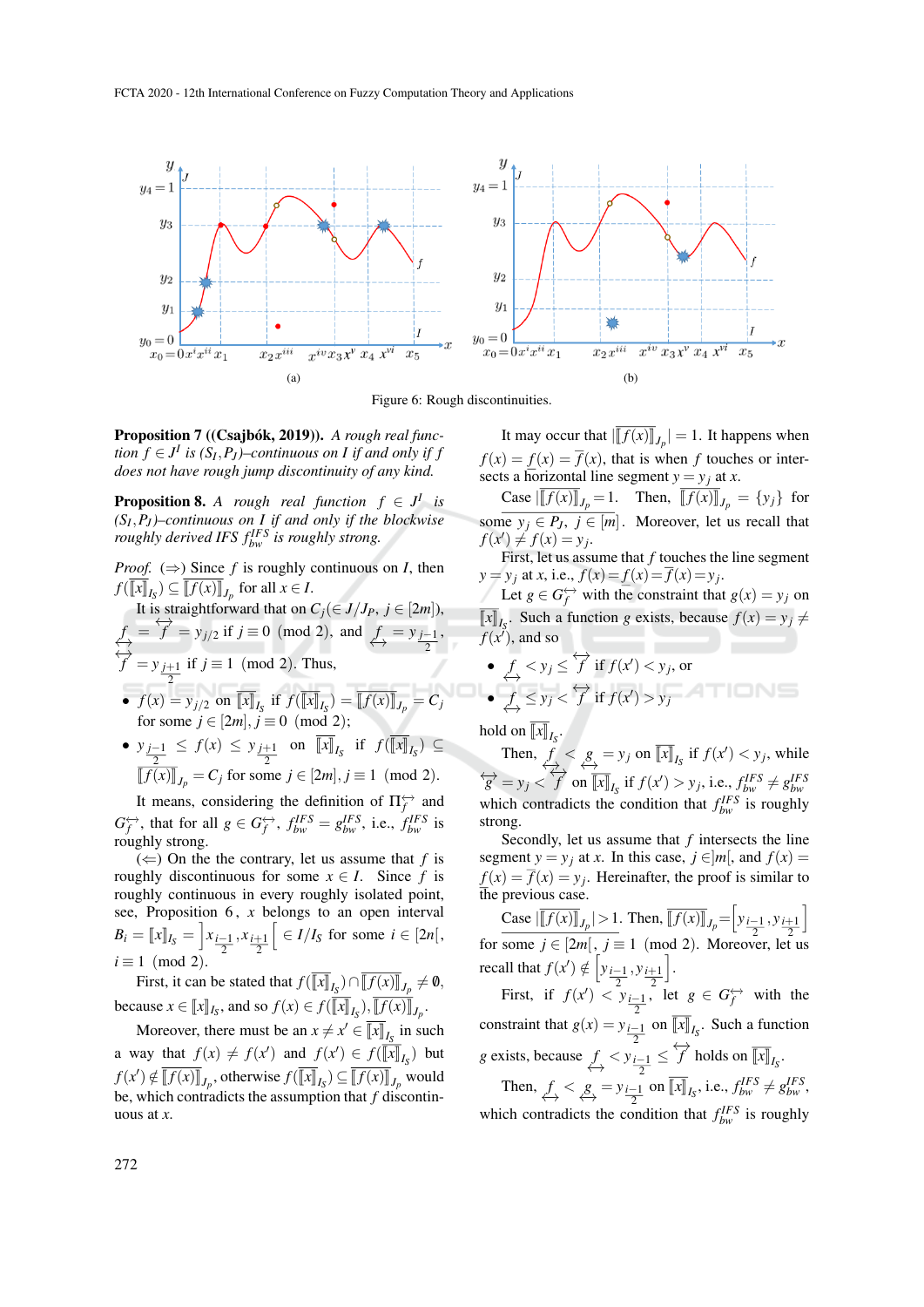Figure 6: Rough discontinuities.

**Proposition 7 ((Csajbók, 2019)).** *A rough real function $f \in J^I$ is $(S_I, P_J)$–continuous on $I$ if and only if $f$ does not have rough jump discontinuity of any kind.*

**Proposition 8.** *A rough real function $f \in J^I$ is $(S_I, P_J)$–continuous on $I$ if and only if the blockwise roughly derived IFS $f^{IFS}_{bw}$ is roughly strong.*

*Proof.* ($\Rightarrow$) Since $f$ is roughly continuous on $I$, then $f(\llbracket x \rrbracket_{I_S}) \subseteq \llbracket f(x) \rrbracket_{J_p}$ for all $x \in I$.

It is straightforward that on $C_j (\in J/J_P,\ j \in [2m])$, $\underset{\leftrightarrow}{f} = \overset{\leftrightarrow}{f} = y_{j/2}$ if $j \equiv 0 \pmod 2$, and $\underset{\leftrightarrow}{f} = y_{\frac{j-1}{2}}$, $\overset{\leftrightarrow}{f} = y_{\frac{j+1}{2}}$ if $j \equiv 1 \pmod 2$. Thus,

- $f(x) = y_{j/2}$ on $\llbracket x \rrbracket_{I_S}$ if $f(\llbracket x \rrbracket_{I_S}) = \llbracket f(x) \rrbracket_{J_p} = C_j$ for some $j \in [2m], j \equiv 0 \pmod 2$;
- $y_{\frac{j-1}{2}} \leq f(x) \leq y_{\frac{j+1}{2}}$ on $\llbracket x \rrbracket_{I_S}$ if $f(\llbracket x \rrbracket_{I_S}) \subseteq \llbracket f(x) \rrbracket_{J_p} = C_j$ for some $j \in [2m], j \equiv 1 \pmod 2$.

It means, considering the definition of $\Pi^{\leftrightarrow}_f$ and $G^{\leftrightarrow}_f$, that for all $g \in G^{\leftrightarrow}_f$, $f^{IFS}_{bw} = g^{IFS}_{bw}$, i.e., $f^{IFS}_{bw}$ is roughly strong.

($\Leftarrow$) On the the contrary, let us assume that $f$ is roughly discontinuous for some $x \in I$. Since $f$ is roughly continuous in every roughly isolated point, see, Proposition 6, $x$ belongs to an open interval $B_i = \llbracket x \rrbracket_{I_S} = \left]x_{\frac{i-1}{2}}, x_{\frac{i+1}{2}}\right[ \in I/I_S$ for some $i \in [2n[$, $i \equiv 1 \pmod 2$.

First, it can be stated that $f(\llbracket x \rrbracket_{I_S}) \cap \llbracket f(x) \rrbracket_{J_p} \neq \emptyset$, because $x \in \llbracket x \rrbracket_{I_S}$, and so $f(x) \in f(\llbracket x \rrbracket_{I_S}), \llbracket f(x) \rrbracket_{J_p}$.

Moreover, there must be an $x \neq x' \in \llbracket x \rrbracket_{I_S}$ in such a way that $f(x) \neq f(x')$ and $f(x') \in f(\llbracket x \rrbracket_{I_S})$ but $f(x') \notin \llbracket f(x) \rrbracket_{J_p}$, otherwise $f(\llbracket x \rrbracket_{I_S}) \subseteq \llbracket f(x) \rrbracket_{J_p}$ would be, which contradicts the assumption that $f$ discontinuous at $x$.

It may occur that $|\llbracket f(x) \rrbracket_{J_p}| = 1$. It happens when $f(x) = \underline{f}(x) = \overline{f}(x)$, that is when $f$ touches or intersects a horizontal line segment $y = y_j$ at $x$.

Case $|\llbracket f(x) \rrbracket_{J_p}| = 1$. Then, $\llbracket f(x) \rrbracket_{J_p} = \{y_j\}$ for some $y_j \in P_J$, $j \in [m]$. Moreover, let us recall that $f(x') \neq f(x) = y_j$.

First, let us assume that $f$ touches the line segment $y = y_j$ at $x$, i.e., $f(x) = \underline{f}(x) = \overline{f}(x) = y_j$.

Let $g \in G^{\leftrightarrow}_f$ with the constraint that $g(x) = y_j$ on $\llbracket x \rrbracket_{I_S}$. Such a function $g$ exists, because $f(x) = y_j \neq f(x')$, and so

- $\underset{\leftrightarrow}{f} < y_j \leq \overset{\leftrightarrow}{f}$ if $f(x') < y_j$, or
- $\underset{\leftrightarrow}{f} \leq y_j < \overset{\leftrightarrow}{f}$ if $f(x') > y_j$

hold on $\llbracket x \rrbracket_{I_S}$.

Then, $\underset{\leftrightarrow}{f} < \underset{\leftrightarrow}{g} = y_j$ on $\llbracket x \rrbracket_{I_S}$ if $f(x') < y_j$, while $\overset{\leftrightarrow}{g} = y_j < \overset{\leftrightarrow}{f}$ on $\llbracket x \rrbracket_{I_S}$ if $f(x') > y_j$, i.e., $f^{IFS}_{bw} \neq g^{IFS}_{bw}$ which contradicts the condition that $f^{IFS}_{bw}$ is roughly strong.

Secondly, let us assume that $f$ intersects the line segment $y = y_j$ at $x$. In this case, $j \in ]m[$, and $f(x) = \underline{f}(x) = \overline{f}(x) = y_j$. Hereinafter, the proof is similar to the previous case.

Case $|\llbracket f(x) \rrbracket_{J_p}| > 1$. Then, $\llbracket f(x) \rrbracket_{J_p} = \left[y_{\frac{j-1}{2}}, y_{\frac{j+1}{2}}\right]$ for some $j \in [2m[$, $j \equiv 1 \pmod 2$. Moreover, let us recall that $f(x') \notin \left[y_{\frac{j-1}{2}}, y_{\frac{j+1}{2}}\right]$.

First, if $f(x') < y_{\frac{j-1}{2}}$, let $g \in G^{\leftrightarrow}_f$ with the constraint that $g(x) = y_{\frac{j-1}{2}}$ on $\llbracket x \rrbracket_{I_S}$. Such a function $g$ exists, because $\underset{\leftrightarrow}{f} < y_{\frac{j-1}{2}} \leq \overset{\leftrightarrow}{f}$ holds on $\llbracket x \rrbracket_{I_S}$.

Then, $\underset{\leftrightarrow}{f} < \underset{\leftrightarrow}{g} = y_{\frac{j-1}{2}}$ on $\llbracket x \rrbracket_{I_S}$, i.e., $f^{IFS}_{bw} \neq g^{IFS}_{bw}$, which contradicts the condition that $f^{IFS}_{bw}$ is roughly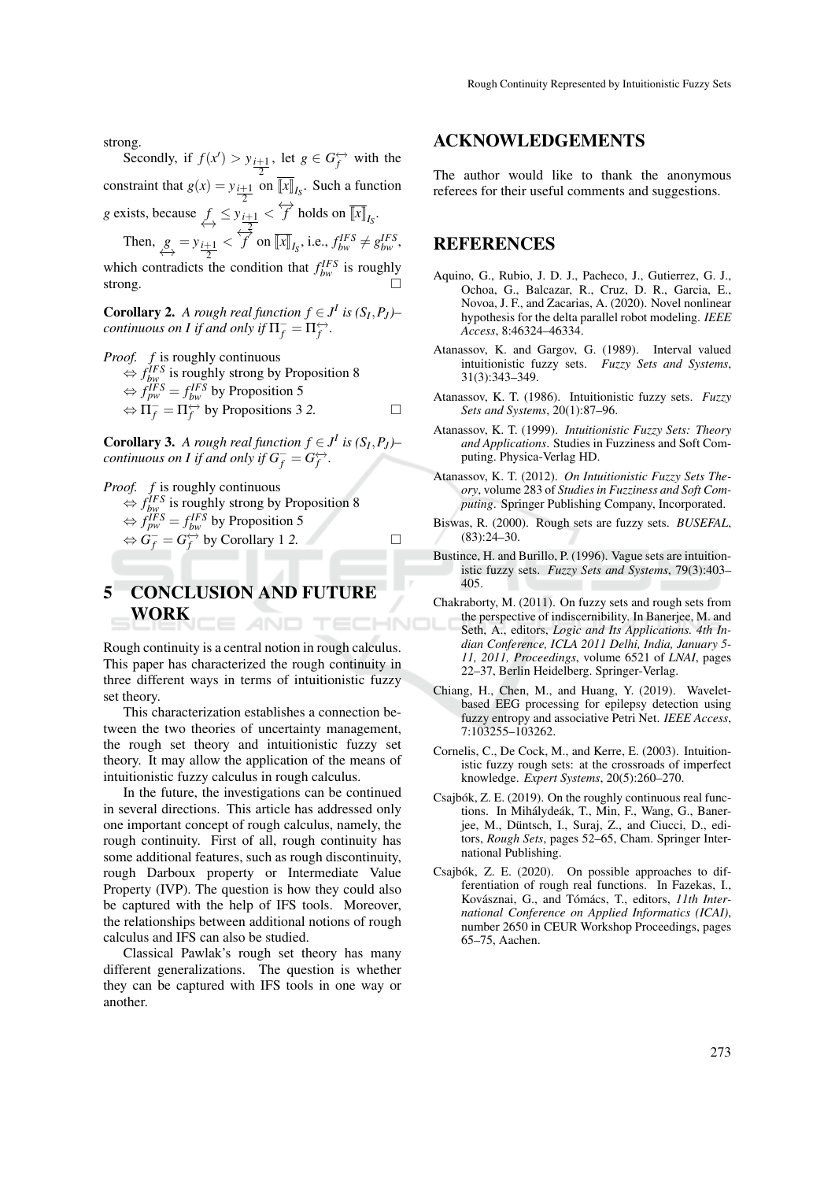strong.

Secondly, if $f(x') > y_{\frac{i+1}{2}}$, let $g \in G_f^{\leftrightarrow}$ with the constraint that $g(x) = y_{\frac{i+1}{2}}$ on $\overline{[\![x]\!]}_{I_S}$. Such a function $g$ exists, because $\underset{\leftrightarrow}{f} \leq y_{\frac{i+1}{2}} < \overset{\leftrightarrow}{f}$ holds on $\overline{[\![x]\!]}_{I_S}$.

Then, $\underset{\leftrightarrow}{g} = y_{\frac{i+1}{2}} < \overset{\leftrightarrow}{f}$ on $\overline{[\![x]\!]}_{I_S}$, i.e., $f_{bw}^{IFS} \neq g_{bw}^{IFS}$, which contradicts the condition that $f_{bw}^{IFS}$ is roughly strong. □

**Corollary 2.** *A rough real function $f \in J^I$ is $(S_I, P_J)$–continuous on I if and only if $\Pi_f^- = \Pi_f^{\leftrightarrow}$.*

*Proof.* $f$ is roughly continuous
$\Leftrightarrow f_{bw}^{IFS}$ is roughly strong by Proposition 8
$\Leftrightarrow f_{pw}^{IFS} = f_{bw}^{IFS}$ by Proposition 5
$\Leftrightarrow \Pi_f^- = \Pi_f^{\leftrightarrow}$ by Propositions 3 *2.* □

**Corollary 3.** *A rough real function $f \in J^I$ is $(S_I, P_J)$–continuous on I if and only if $G_f^- = G_f^{\leftrightarrow}$.*

*Proof.* $f$ is roughly continuous
$\Leftrightarrow f_{bw}^{IFS}$ is roughly strong by Proposition 8
$\Leftrightarrow f_{pw}^{IFS} = f_{bw}^{IFS}$ by Proposition 5
$\Leftrightarrow G_f^- = G_f^{\leftrightarrow}$ by Corollary 1 *2.* □

## 5 CONCLUSION AND FUTURE WORK

Rough continuity is a central notion in rough calculus. This paper has characterized the rough continuity in three different ways in terms of intuitionistic fuzzy set theory.

This characterization establishes a connection between the two theories of uncertainty management, the rough set theory and intuitionistic fuzzy set theory. It may allow the application of the means of intuitionistic fuzzy calculus in rough calculus.

In the future, the investigations can be continued in several directions. This article has addressed only one important concept of rough calculus, namely, the rough continuity. First of all, rough continuity has some additional features, such as rough discontinuity, rough Darboux property or Intermediate Value Property (IVP). The question is how they could also be captured with the help of IFS tools. Moreover, the relationships between additional notions of rough calculus and IFS can also be studied.

Classical Pawlak's rough set theory has many different generalizations. The question is whether they can be captured with IFS tools in one way or another.

## ACKNOWLEDGEMENTS

The author would like to thank the anonymous referees for their useful comments and suggestions.

## REFERENCES

Aquino, G., Rubio, J. D. J., Pacheco, J., Gutierrez, G. J., Ochoa, G., Balcazar, R., Cruz, D. R., Garcia, E., Novoa, J. F., and Zacarias, A. (2020). Novel nonlinear hypothesis for the delta parallel robot modeling. *IEEE Access*, 8:46324–46334.

Atanassov, K. and Gargov, G. (1989). Interval valued intuitionistic fuzzy sets. *Fuzzy Sets and Systems*, 31(3):343–349.

Atanassov, K. T. (1986). Intuitionistic fuzzy sets. *Fuzzy Sets and Systems*, 20(1):87–96.

Atanassov, K. T. (1999). *Intuitionistic Fuzzy Sets: Theory and Applications*. Studies in Fuzziness and Soft Computing. Physica-Verlag HD.

Atanassov, K. T. (2012). *On Intuitionistic Fuzzy Sets Theory*, volume 283 of *Studies in Fuzziness and Soft Computing*. Springer Publishing Company, Incorporated.

Biswas, R. (2000). Rough sets are fuzzy sets. *BUSEFAL*, (83):24–30.

Bustince, H. and Burillo, P. (1996). Vague sets are intuitionistic fuzzy sets. *Fuzzy Sets and Systems*, 79(3):403–405.

Chakraborty, M. (2011). On fuzzy sets and rough sets from the perspective of indiscernibility. In Banerjee, M. and Seth, A., editors, *Logic and Its Applications. 4th Indian Conference, ICLA 2011 Delhi, India, January 5-11, 2011, Proceedings*, volume 6521 of *LNAI*, pages 22–37, Berlin Heidelberg. Springer-Verlag.

Chiang, H., Chen, M., and Huang, Y. (2019). Wavelet-based EEG processing for epilepsy detection using fuzzy entropy and associative Petri Net. *IEEE Access*, 7:103255–103262.

Cornelis, C., De Cock, M., and Kerre, E. (2003). Intuitionistic fuzzy rough sets: at the crossroads of imperfect knowledge. *Expert Systems*, 20(5):260–270.

Csajbók, Z. E. (2019). On the roughly continuous real functions. In Mihálydeák, T., Min, F., Wang, G., Banerjee, M., Düntsch, I., Suraj, Z., and Ciucci, D., editors, *Rough Sets*, pages 52–65, Cham. Springer International Publishing.

Csajbók, Z. E. (2020). On possible approaches to differentiation of rough real functions. In Fazekas, I., Kovásznai, G., and Tómács, T., editors, *11th International Conference on Applied Informatics (ICAI)*, number 2650 in CEUR Workshop Proceedings, pages 65–75, Aachen.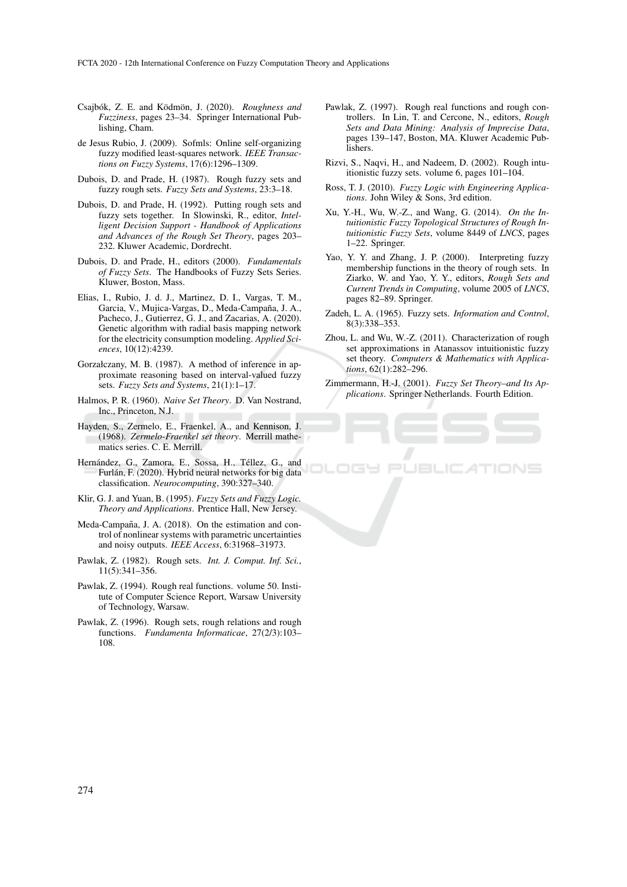Csajbók, Z. E. and Ködmön, J. (2020). *Roughness and Fuzziness*, pages 23–34. Springer International Publishing, Cham.

de Jesus Rubio, J. (2009). Sofmls: Online self-organizing fuzzy modified least-squares network. *IEEE Transactions on Fuzzy Systems*, 17(6):1296–1309.

Dubois, D. and Prade, H. (1987). Rough fuzzy sets and fuzzy rough sets. *Fuzzy Sets and Systems*, 23:3–18.

Dubois, D. and Prade, H. (1992). Putting rough sets and fuzzy sets together. In Slowinski, R., editor, *Intelligent Decision Support - Handbook of Applications and Advances of the Rough Set Theory*, pages 203–232. Kluwer Academic, Dordrecht.

Dubois, D. and Prade, H., editors (2000). *Fundamentals of Fuzzy Sets*. The Handbooks of Fuzzy Sets Series. Kluwer, Boston, Mass.

Elias, I., Rubio, J. d. J., Martinez, D. I., Vargas, T. M., Garcia, V., Mujica-Vargas, D., Meda-Campaña, J. A., Pacheco, J., Gutierrez, G. J., and Zacarias, A. (2020). Genetic algorithm with radial basis mapping network for the electricity consumption modeling. *Applied Sciences*, 10(12):4239.

Gorzałczany, M. B. (1987). A method of inference in approximate reasoning based on interval-valued fuzzy sets. *Fuzzy Sets and Systems*, 21(1):1–17.

Halmos, P. R. (1960). *Naive Set Theory*. D. Van Nostrand, Inc., Princeton, N.J.

Hayden, S., Zermelo, E., Fraenkel, A., and Kennison, J. (1968). *Zermelo-Fraenkel set theory*. Merrill mathematics series. C. E. Merrill.

Hernández, G., Zamora, E., Sossa, H., Téllez, G., and Furlán, F. (2020). Hybrid neural networks for big data classification. *Neurocomputing*, 390:327–340.

Klir, G. J. and Yuan, B. (1995). *Fuzzy Sets and Fuzzy Logic. Theory and Applications*. Prentice Hall, New Jersey.

Meda-Campaña, J. A. (2018). On the estimation and control of nonlinear systems with parametric uncertainties and noisy outputs. *IEEE Access*, 6:31968–31973.

Pawlak, Z. (1982). Rough sets. *Int. J. Comput. Inf. Sci.*, 11(5):341–356.

Pawlak, Z. (1994). Rough real functions. volume 50. Institute of Computer Science Report, Warsaw University of Technology, Warsaw.

Pawlak, Z. (1996). Rough sets, rough relations and rough functions. *Fundamenta Informaticae*, 27(2/3):103–108.

Pawlak, Z. (1997). Rough real functions and rough controllers. In Lin, T. and Cercone, N., editors, *Rough Sets and Data Mining: Analysis of Imprecise Data*, pages 139–147, Boston, MA. Kluwer Academic Publishers.

Rizvi, S., Naqvi, H., and Nadeem, D. (2002). Rough intuitionistic fuzzy sets. volume 6, pages 101–104.

Ross, T. J. (2010). *Fuzzy Logic with Engineering Applications*. John Wiley & Sons, 3rd edition.

Xu, Y.-H., Wu, W.-Z., and Wang, G. (2014). *On the Intuitionistic Fuzzy Topological Structures of Rough Intuitionistic Fuzzy Sets*, volume 8449 of *LNCS*, pages 1–22. Springer.

Yao, Y. Y. and Zhang, J. P. (2000). Interpreting fuzzy membership functions in the theory of rough sets. In Ziarko, W. and Yao, Y. Y., editors, *Rough Sets and Current Trends in Computing*, volume 2005 of *LNCS*, pages 82–89. Springer.

Zadeh, L. A. (1965). Fuzzy sets. *Information and Control*, 8(3):338–353.

Zhou, L. and Wu, W.-Z. (2011). Characterization of rough set approximations in Atanassov intuitionistic fuzzy set theory. *Computers & Mathematics with Applications*, 62(1):282–296.

Zimmermann, H.-J. (2001). *Fuzzy Set Theory–and Its Applications*. Springer Netherlands. Fourth Edition.